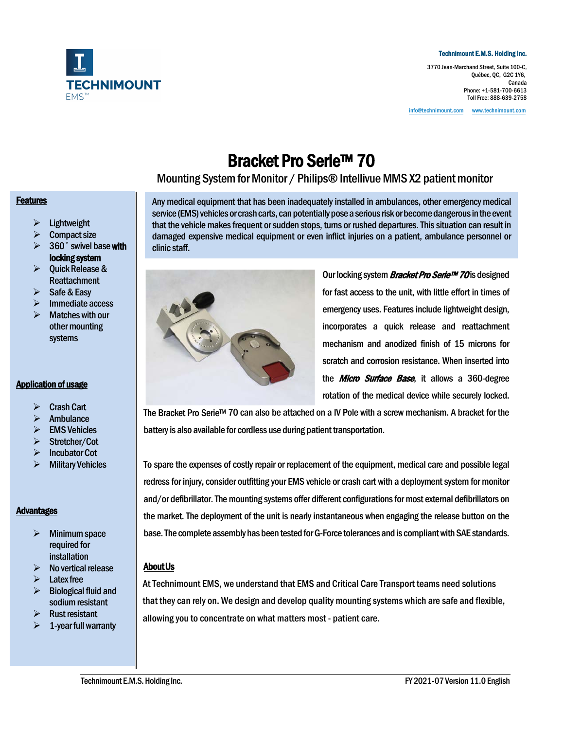**Technimount E.M.S. Holding Inc.**

3770 Jean-Marchand Street, Suite 100-C,
Québec, QC, G2C 1Y6,
Canada
Phone: +1-581-700-6613
Toll Free: 888-639-2758

info@technimount.com www.technimount.com

# Bracket Pro Serie™ 70

## Mounting System for Monitor / Philips® Intellivue MMS X2 patient monitor

Any medical equipment that has been inadequately installed in ambulances, other emergency medical service (EMS) vehicles or crash carts, can potentially pose a serious risk or become dangerous in the event that the vehicle makes frequent or sudden stops, turns or rushed departures. This situation can result in damaged expensive medical equipment or even inflict injuries on a patient, ambulance personnel or clinic staff.

Our locking system ***Bracket Pro Serie™ 70*** is designed for fast access to the unit, with little effort in times of emergency uses. Features include lightweight design, incorporates a quick release and reattachment mechanism and anodized finish of 15 microns for scratch and corrosion resistance. When inserted into the ***Micro Surface Base***, it allows a 360-degree rotation of the medical device while securely locked. The Bracket Pro Serie™ 70 can also be attached on a IV Pole with a screw mechanism. A bracket for the battery is also available for cordless use during patient transportation.

To spare the expenses of costly repair or replacement of the equipment, medical care and possible legal redress for injury, consider outfitting your EMS vehicle or crash cart with a deployment system for monitor and/or defibrillator. The mounting systems offer different configurations for most external defibrillators on the market. The deployment of the unit is nearly instantaneous when engaging the release button on the base. The complete assembly has been tested for G-Force tolerances and is compliant with SAE standards.

### About Us

At Technimount EMS, we understand that EMS and Critical Care Transport teams need solutions that they can rely on. We design and develop quality mounting systems which are safe and flexible, allowing you to concentrate on what matters most - patient care.

### Features

- Lightweight
- Compact size
- 360˚ swivel base **with locking system**
- Quick Release & Reattachment
- Safe & Easy
- Immediate access
- Matches with our other mounting systems

### Application of usage

- Crash Cart
- Ambulance
- EMS Vehicles
- Stretcher/Cot
- Incubator Cot
- Military Vehicles

### Advantages

- Minimum space required for installation
- No vertical release
- Latex free
- Biological fluid and sodium resistant
- Rust resistant
- 1-year full warranty

Technimount E.M.S. Holding Inc. FY 2021-07 Version 11.0 English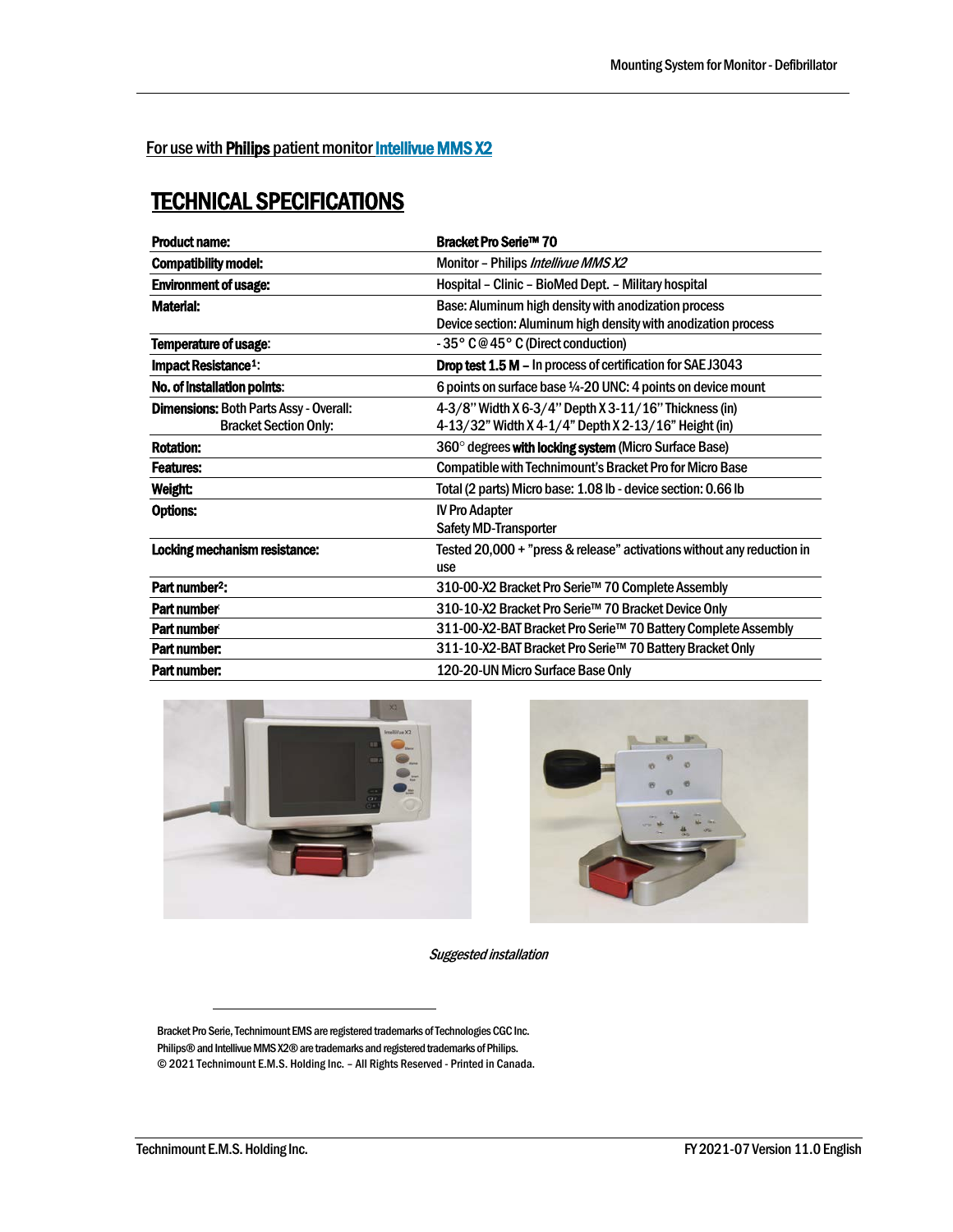For use with **Philips** patient monitor [Intellivue MMS X2]

# TECHNICAL SPECIFICATIONS

| | |
|---|---|
| **Product name:** | **Bracket Pro Serie™ 70** |
| **Compatibility model:** | Monitor – Philips *Intellivue MMS X2* |
| **Environment of usage:** | Hospital – Clinic – BioMed Dept. – Military hospital |
| **Material:** | Base: Aluminum high density with anodization process<br>Device section: Aluminum high density with anodization process |
| **Temperature of usage:** | - 35° C @ 45° C (Direct conduction) |
| **Impact Resistance[1]:** | **Drop test 1.5 M –** In process of certification for SAE J3043 |
| **No. of installation points:** | 6 points on surface base ¼-20 UNC: 4 points on device mount |
| **Dimensions:** Both Parts Assy - Overall:<br>Bracket Section Only: | 4-3/8" Width X 6-3/4" Depth X 3-11/16" Thickness (in)<br>4-13/32" Width X 4-1/4" Depth X 2-13/16" Height (in) |
| **Rotation:** | 360° degrees **with locking system** (Micro Surface Base) |
| **Features:** | Compatible with Technimount's Bracket Pro for Micro Base |
| **Weight:** | Total (2 parts) Micro base: 1.08 lb - device section: 0.66 lb |
| **Options:** | IV Pro Adapter<br>Safety MD-Transporter |
| **Locking mechanism resistance:** | Tested 20,000 + "press & release" activations without any reduction in use |
| **Part number[2]:** | 310-00-X2 Bracket Pro Serie™ 70 Complete Assembly |
| **Part number** | 310-10-X2 Bracket Pro Serie™ 70 Bracket Device Only |
| **Part number** | 311-00-X2-BAT Bracket Pro Serie™ 70 Battery Complete Assembly |
| **Part number:** | 311-10-X2-BAT Bracket Pro Serie™ 70 Battery Bracket Only |
| **Part number:** | 120-20-UN Micro Surface Base Only |

*Suggested installation*

Bracket Pro Serie, Technimount EMS are registered trademarks of Technologies CGC Inc.
Philips® and Intellivue MMS X2® are trademarks and registered trademarks of Philips.
© 2021 Technimount E.M.S. Holding Inc. – All Rights Reserved - Printed in Canada.